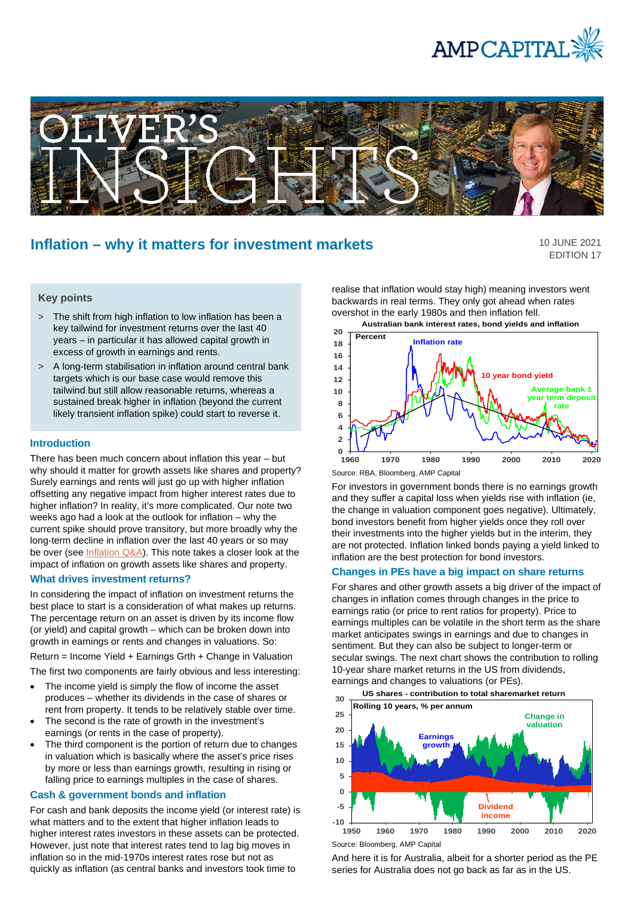# Inflation – why it matters for investment markets

10 JUNE 2021
EDITION 17

### Key points

> The shift from high inflation to low inflation has been a key tailwind for investment returns over the last 40 years – in particular it has allowed capital growth in excess of growth in earnings and rents.

> A long-term stabilisation in inflation around central bank targets which is our base case would remove this tailwind but still allow reasonable returns, whereas a sustained break higher in inflation (beyond the current likely transient inflation spike) could start to reverse it.

### Introduction

There has been much concern about inflation this year – but why should it matter for growth assets like shares and property? Surely earnings and rents will just go up with higher inflation offsetting any negative impact from higher interest rates due to higher inflation? In reality, it's more complicated. Our note two weeks ago had a look at the outlook for inflation – why the current spike should prove transitory, but more broadly why the long-term decline in inflation over the last 40 years or so may be over (see Inflation Q&A). This note takes a closer look at the impact of inflation on growth assets like shares and property.

### What drives investment returns?

In considering the impact of inflation on investment returns the best place to start is a consideration of what makes up returns. The percentage return on an asset is driven by its income flow (or yield) and capital growth – which can be broken down into growth in earnings and changes in valuations. So:

Return = Income Yield + Earnings Grth + Change in Valuation

The first two components are fairly obvious and less interesting:

- The income yield is simply the flow of income the asset produces – whether its dividends in the case of shares or rent from property. It tends to be relatively stable over time.
- The second is the rate of growth in the investment's earnings (or rents in the case of property).
- The third component is the portion of return due to changes in valuation which is basically where the asset's price rises by more or less than earnings growth, resulting in rising or falling price to earnings multiples in the case of shares.

### Cash & government bonds and inflation

For cash and bank deposits the income yield (or interest rate) is what matters and to the extent that higher inflation leads to higher interest rates investors in these assets can be protected. However, just note that interest rates tend to lag big moves in inflation so in the mid-1970s interest rates rose but not as quickly as inflation (as central banks and investors took time to realise that inflation would stay high) meaning investors went backwards in real terms. They only got ahead when rates overshot in the early 1980s and then inflation fell.

Australian bank interest rates, bond yields and inflation

Source: RBA, Bloomberg, AMP Capital

For investors in government bonds there is no earnings growth and they suffer a capital loss when yields rise with inflation (ie, the change in valuation component goes negative). Ultimately, bond investors benefit from higher yields once they roll over their investments into the higher yields but in the interim, they are not protected. Inflation linked bonds paying a yield linked to inflation are the best protection for bond investors.

### Changes in PEs have a big impact on share returns

For shares and other growth assets a big driver of the impact of changes in inflation comes through changes in the price to earnings ratio (or price to rent ratios for property). Price to earnings multiples can be volatile in the short term as the share market anticipates swings in earnings and due to changes in sentiment. But they can also be subject to longer-term or secular swings. The next chart shows the contribution to rolling 10-year share market returns in the US from dividends, earnings and changes to valuations (or PEs).

US shares - contribution to total sharemarket return

Source: Bloomberg, AMP Capital

And here it is for Australia, albeit for a shorter period as the PE series for Australia does not go back as far as in the US.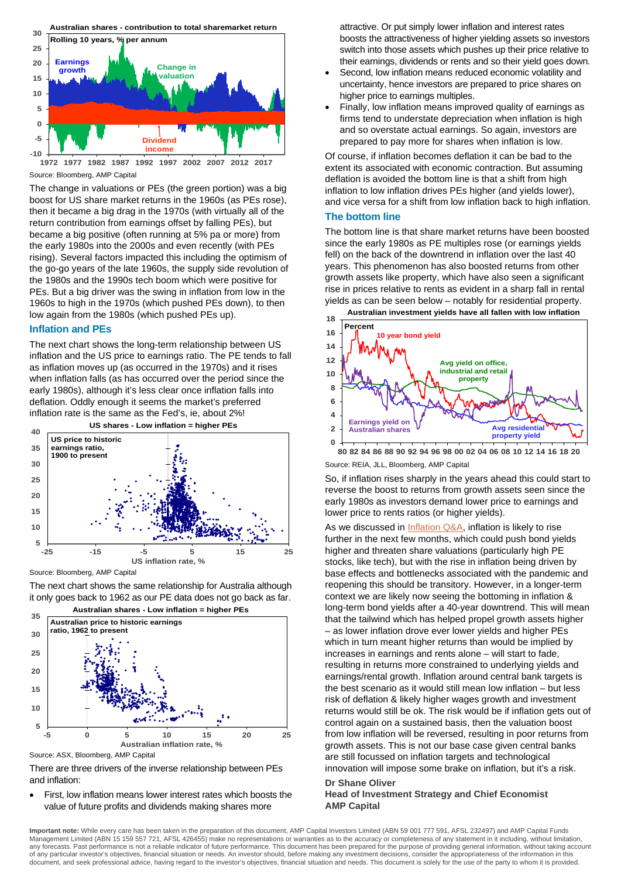Australian shares - contribution to total sharemarket return

Rolling 10 years, % per annum

30
25
20
15
10
5
0
-5
-10

Earnings growth

Change in valuation

Dividend income

1972 1977 1982 1987 1992 1997 2002 2007 2012 2017

Source: Bloomberg, AMP Capital

The change in valuations or PEs (the green portion) was a big boost for US share market returns in the 1960s (as PEs rose), then it became a big drag in the 1970s (with virtually all of the return contribution from earnings offset by falling PEs), but became a big positive (often running at 5% pa or more) from the early 1980s into the 2000s and even recently (with PEs rising). Several factors impacted this including the optimism of the go-go years of the late 1960s, the supply side revolution of the 1980s and the 1990s tech boom which were positive for PEs. But a big driver was the swing in inflation from low in the 1960s to high in the 1970s (which pushed PEs down), to then low again from the 1980s (which pushed PEs up).

## Inflation and PEs

The next chart shows the long-term relationship between US inflation and the US price to earnings ratio. The PE tends to fall as inflation moves up (as occurred in the 1970s) and it rises when inflation falls (as has occurred over the period since the early 1980s), although it's less clear once inflation falls into deflation. Oddly enough it seems the market's preferred inflation rate is the same as the Fed's, ie, about 2%!

US shares - Low inflation = higher PEs

US price to historic earnings ratio, 1900 to present

40
35
30
25
20
15
10
5

-25 -15 -5 5 15 25

US inflation rate, %

Source: Bloomberg, AMP Capital

The next chart shows the same relationship for Australia although it only goes back to 1962 as our PE data does not go back as far.

Australian shares - Low inflation = higher PEs

Australian price to historic earnings ratio, 1962 to present

35
30
25
20
15
10
5

-5 0 5 10 15 20 25

Australian inflation rate, %

Source: ASX, Bloomberg, AMP Capital

There are three drivers of the inverse relationship between PEs and inflation:

- First, low inflation means lower interest rates which boosts the value of future profits and dividends making shares more attractive. Or put simply lower inflation and interest rates boosts the attractiveness of higher yielding assets so investors switch into those assets which pushes up their price relative to their earnings, dividends or rents and so their yield goes down.
- Second, low inflation means reduced economic volatility and uncertainty, hence investors are prepared to pay higher price to earnings multiples.
- Finally, low inflation means improved quality of earnings as firms tend to understate depreciation when inflation is high and so overstate actual earnings. So again, investors are prepared to pay more for shares when inflation is low.

Of course, if inflation becomes deflation it can be bad to the extent its associated with economic contraction. But assuming deflation is avoided the bottom line is that a shift from high inflation to low inflation drives PEs higher (and yields lower), and vice versa for a shift from low inflation back to high inflation.

## The bottom line

The bottom line is that share market returns have been boosted since the early 1980s as PE multiples rose (or earnings yields fell) on the back of the downtrend in inflation over the last 40 years. This phenomenon has also boosted returns from other growth assets like property, which have also seen a significant rise in prices relative to rents as evident in a sharp fall in rental yields as can be seen below – notably for residential property.

Australian investment yields have all fallen with low inflation

Percent

18
16
14
12
10
8
6
4
2
0

10 year bond yield

Avg yield on office, industrial and retail property

Earnings yield on Australian shares

Avg residential property yield

80 82 84 86 88 90 92 94 96 98 00 02 04 06 08 10 12 14 16 18 20

Source: REIA, JLL, Bloomberg, AMP Capital

So, if inflation rises sharply in the years ahead this could start to reverse the boost to returns from growth assets seen since the early 1980s as investors demand lower price to earnings and lower price to rents ratios (or higher yields).

As we discussed in Inflation Q&A, inflation is likely to rise further in the next few months, which could push bond yields higher and threaten share valuations (particularly high PE stocks, like tech), but with the rise in inflation being driven by base effects and bottlenecks associated with the pandemic and reopening this should be transitory. However, in a longer-term context we are likely now seeing the bottoming in inflation & long-term bond yields after a 40-year downtrend. This will mean that the tailwind which has helped propel growth assets higher – as lower inflation drove ever lower yields and higher PEs which in turn meant higher returns than would be implied by increases in earnings and rents alone – will start to fade, resulting in returns more constrained to underlying yields and earnings/rental growth. Inflation around central bank targets is the best scenario as it would still mean low inflation – but less risk of deflation & likely higher wages growth and investment returns would still be ok. The risk would be if inflation gets out of control again on a sustained basis, then the valuation boost from low inflation will be reversed, resulting in poor returns from growth assets. This is not our base case given central banks are still focussed on inflation targets and technological innovation will impose some brake on inflation, but it's a risk.

**Dr Shane Oliver**
**Head of Investment Strategy and Chief Economist**
**AMP Capital**

**Important note:** While every care has been taken in the preparation of this document, AMP Capital Investors Limited (ABN 59 001 777 591, AFSL 232497) and AMP Capital Funds Management Limited (ABN 15 159 557 721, AFSL 426455) make no representations or warranties as to the accuracy or completeness of any statement in it including, without limitation, any forecasts. Past performance is not a reliable indicator of future performance. This document has been prepared for the purpose of providing general information, without taking account of any particular investor's objectives, financial situation or needs. An investor should, before making any investment decisions, consider the appropriateness of the information in this document, and seek professional advice, having regard to the investor's objectives, financial situation and needs. This document is solely for the use of the party to whom it is provided.